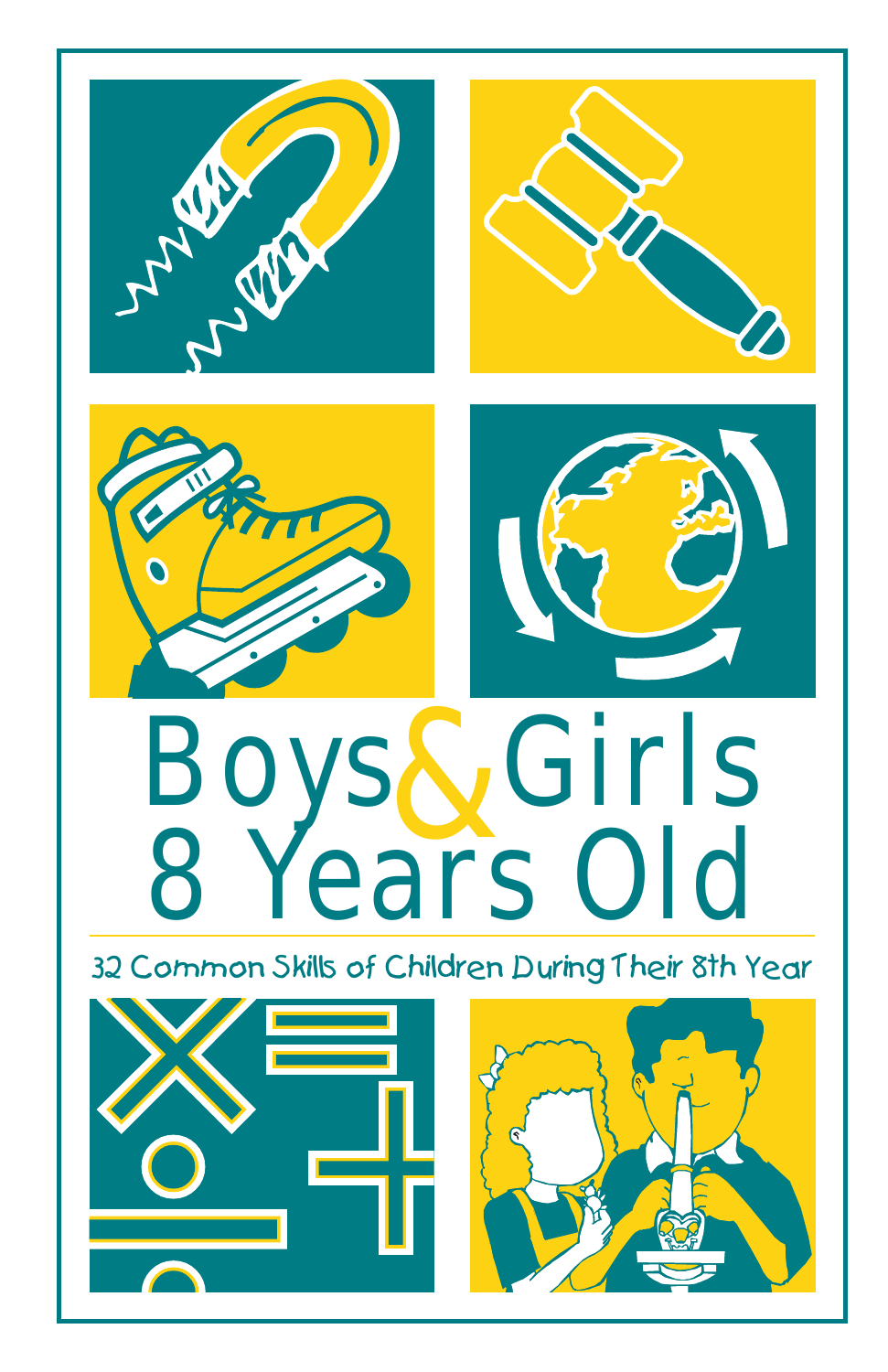# Boys & Girls 8 Years Old

32 Common Skills of Children During Their 8th Year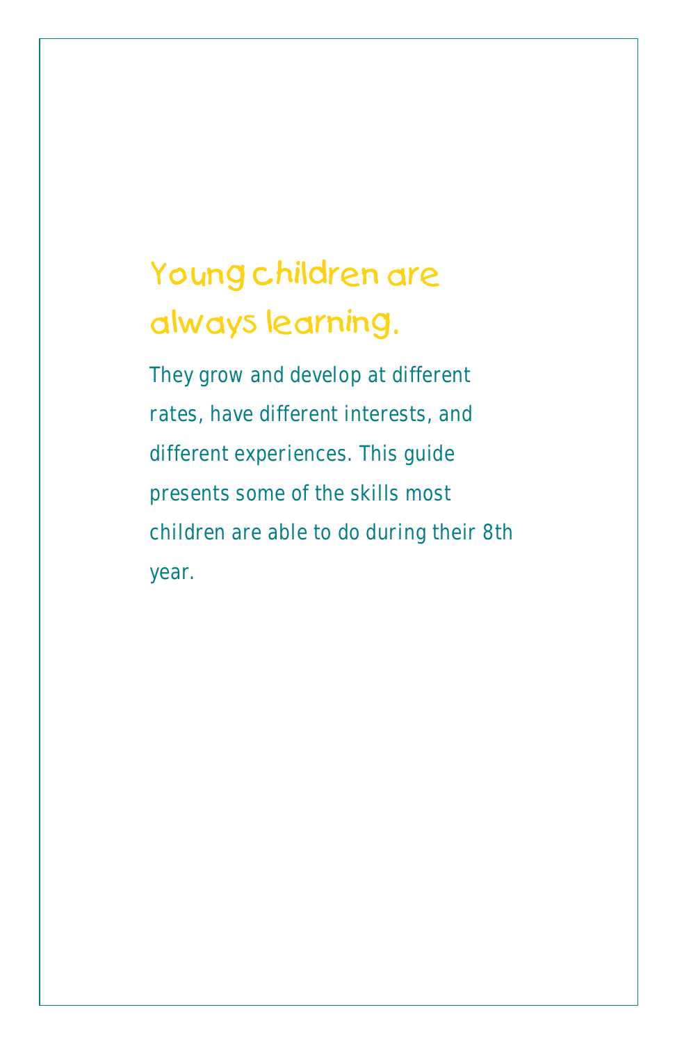# Young children are always learning.

They grow and develop at different rates, have different interests, and different experiences. This guide presents some of the skills most children are able to do during their 8th year.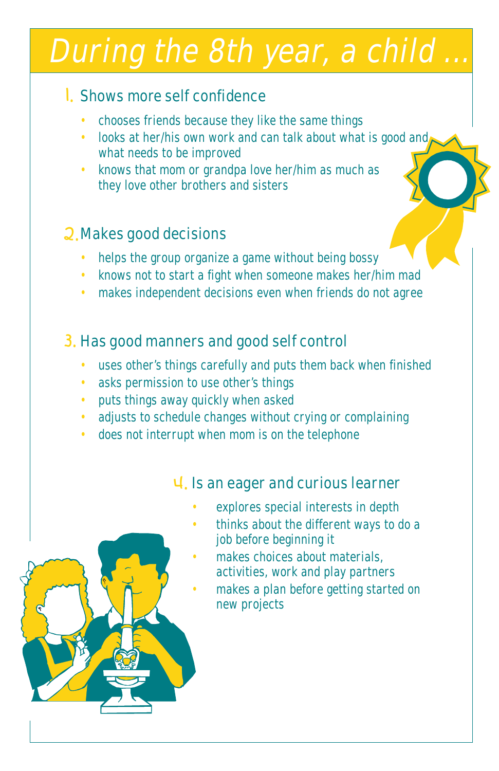# During the 8th year, a child ...

## 1. Shows more self confidence

- chooses friends because they like the same things
- looks at her/his own work and can talk about what is good and what needs to be improved
- knows that mom or grandpa love her/him as much as they love other brothers and sisters

## 2. Makes good decisions

- helps the group organize a game without being bossy
- knows not to start a fight when someone makes her/him mad
- makes independent decisions even when friends do not agree

## 3. Has good manners and good self control

- uses other's things carefully and puts them back when finished
- asks permission to use other's things
- puts things away quickly when asked
- adjusts to schedule changes without crying or complaining
- does not interrupt when mom is on the telephone

## 4. Is an eager and curious learner

- explores special interests in depth
- thinks about the different ways to do a job before beginning it
- makes choices about materials, activities, work and play partners
- makes a plan before getting started on new projects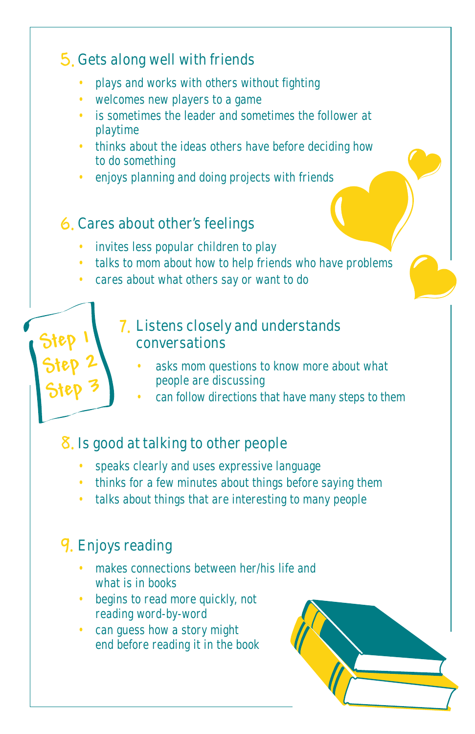## 5. Gets along well with friends

- plays and works with others without fighting
- welcomes new players to a game
- is sometimes the leader and sometimes the follower at playtime
- thinks about the ideas others have before deciding how to do something
- enjoys planning and doing projects with friends

## 6. Cares about other's feelings

- invites less popular children to play
- talks to mom about how to help friends who have problems
- cares about what others say or want to do

## 7. Listens closely and understands conversations

- asks mom questions to know more about what people are discussing
- can follow directions that have many steps to them

## 8. Is good at talking to other people

- speaks clearly and uses expressive language
- thinks for a few minutes about things before saying them
- talks about things that are interesting to many people

## 9. Enjoys reading

- makes connections between her/his life and what is in books
- begins to read more quickly, not reading word-by-word
- can guess how a story might end before reading it in the book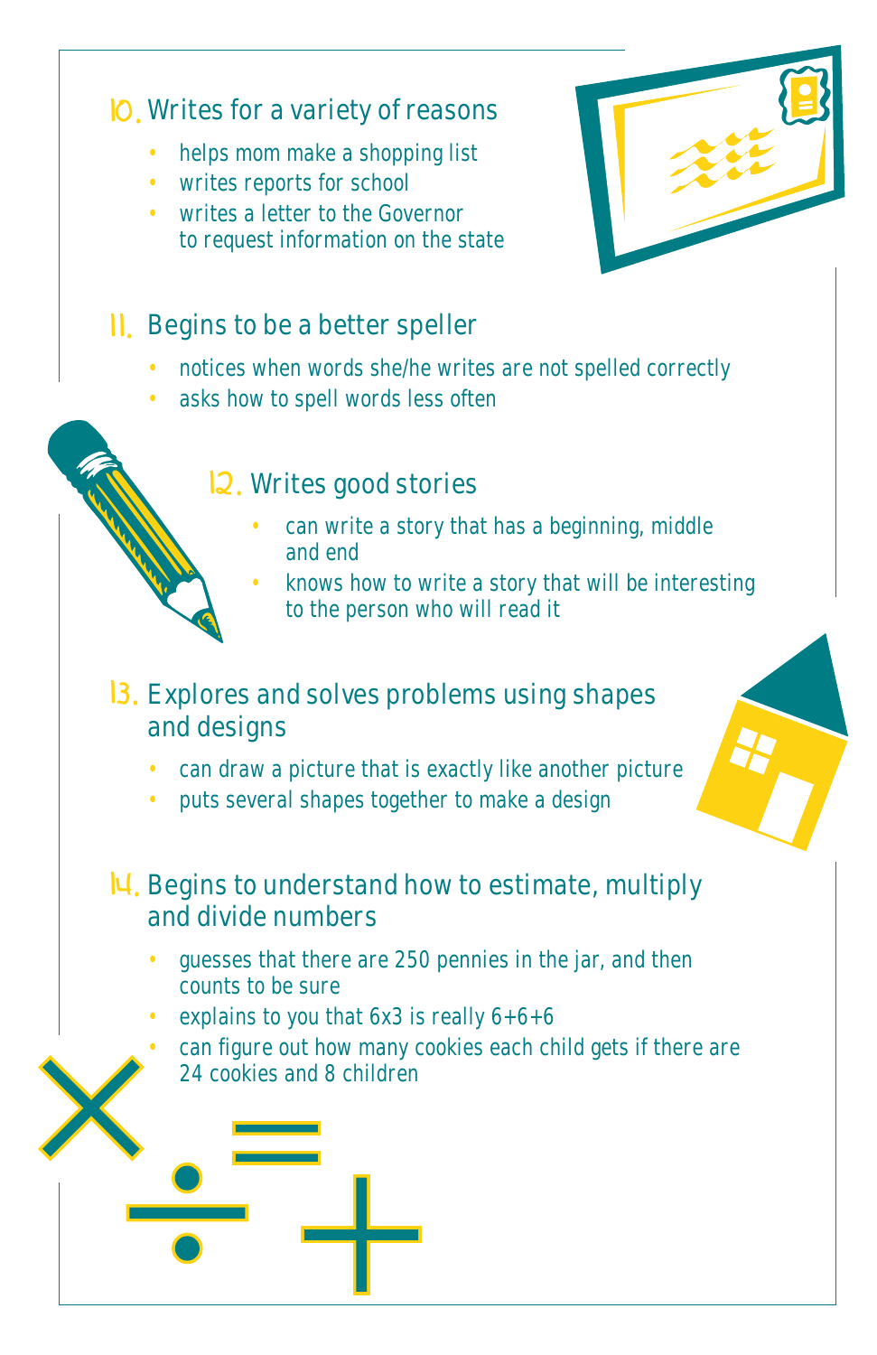## 10. Writes for a variety of reasons

- helps mom make a shopping list
- writes reports for school
- writes a letter to the Governor to request information on the state

## 11. Begins to be a better speller

- notices when words she/he writes are not spelled correctly
- asks how to spell words less often

## 12. Writes good stories

- can write a story that has a beginning, middle and end
- knows how to write a story that will be interesting to the person who will read it

## 13. Explores and solves problems using shapes and designs

- can draw a picture that is exactly like another picture
- puts several shapes together to make a design

## 14. Begins to understand how to estimate, multiply and divide numbers

- guesses that there are 250 pennies in the jar, and then counts to be sure
- explains to you that 6x3 is really 6+6+6
- can figure out how many cookies each child gets if there are 24 cookies and 8 children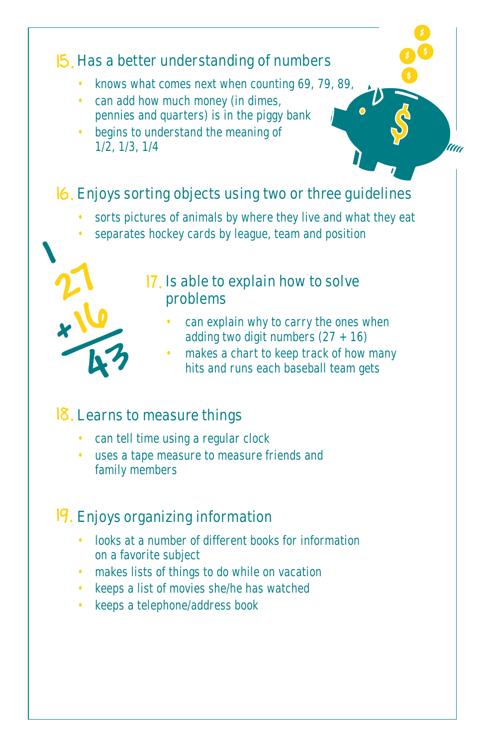## 15. Has a better understanding of numbers

- knows what comes next when counting 69, 79, 89,
- can add how much money (in dimes, pennies and quarters) is in the piggy bank
- begins to understand the meaning of 1/2, 1/3, 1/4

## 16. Enjoys sorting objects using two or three guidelines

- sorts pictures of animals by where they live and what they eat
- separates hockey cards by league, team and position

## 17. Is able to explain how to solve problems

- can explain why to carry the ones when adding two digit numbers (27 + 16)
- makes a chart to keep track of how many hits and runs each baseball team gets

## 18. Learns to measure things

- can tell time using a regular clock
- uses a tape measure to measure friends and family members

## 19. Enjoys organizing information

- looks at a number of different books for information on a favorite subject
- makes lists of things to do while on vacation
- keeps a list of movies she/he has watched
- keeps a telephone/address book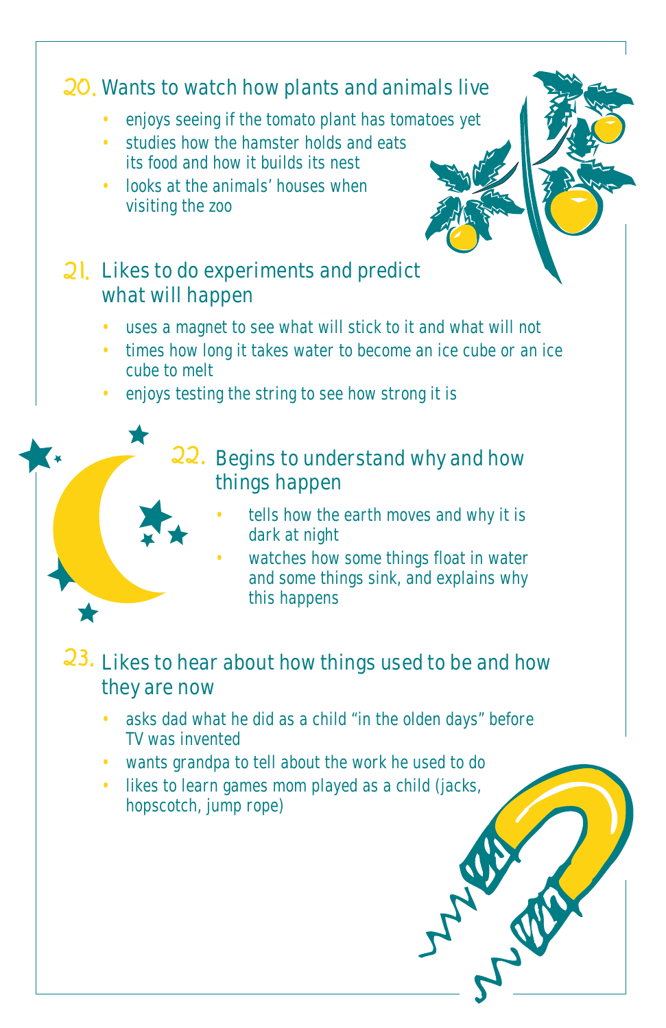## 20. Wants to watch how plants and animals live

- enjoys seeing if the tomato plant has tomatoes yet
- studies how the hamster holds and eats its food and how it builds its nest
- looks at the animals' houses when visiting the zoo

## 21. Likes to do experiments and predict what will happen

- uses a magnet to see what will stick to it and what will not
- times how long it takes water to become an ice cube or an ice cube to melt
- enjoys testing the string to see how strong it is

## 22. Begins to understand why and how things happen

- tells how the earth moves and why it is dark at night
- watches how some things float in water and some things sink, and explains why this happens

## 23. Likes to hear about how things used to be and how they are now

- asks dad what he did as a child "in the olden days" before TV was invented
- wants grandpa to tell about the work he used to do
- likes to learn games mom played as a child (jacks, hopscotch, jump rope)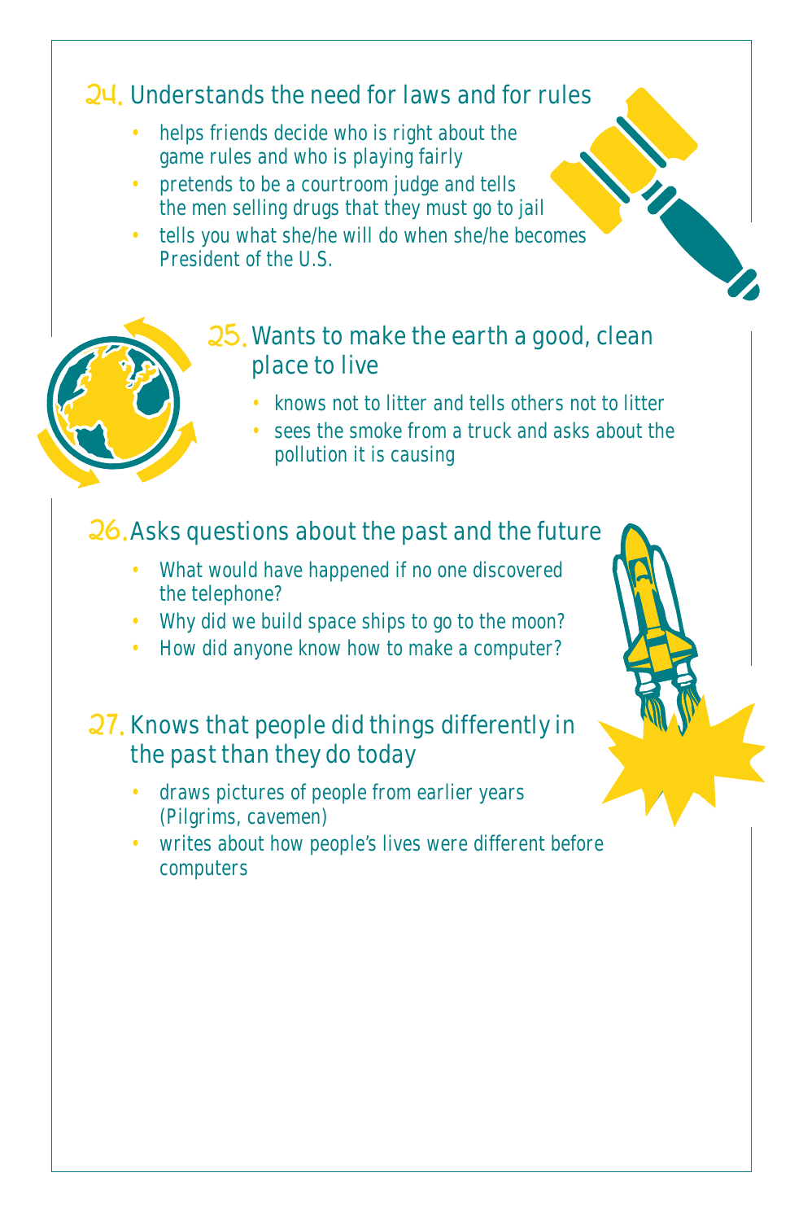## 24. Understands the need for laws and for rules

- helps friends decide who is right about the game rules and who is playing fairly
- pretends to be a courtroom judge and tells the men selling drugs that they must go to jail
- tells you what she/he will do when she/he becomes President of the U.S.

## 25. Wants to make the earth a good, clean place to live

- knows not to litter and tells others not to litter
- sees the smoke from a truck and asks about the pollution it is causing

## 26. Asks questions about the past and the future

- What would have happened if no one discovered the telephone?
- Why did we build space ships to go to the moon?
- How did anyone know how to make a computer?

## 27. Knows that people did things differently in the past than they do today

- draws pictures of people from earlier years (Pilgrims, cavemen)
- writes about how people's lives were different before computers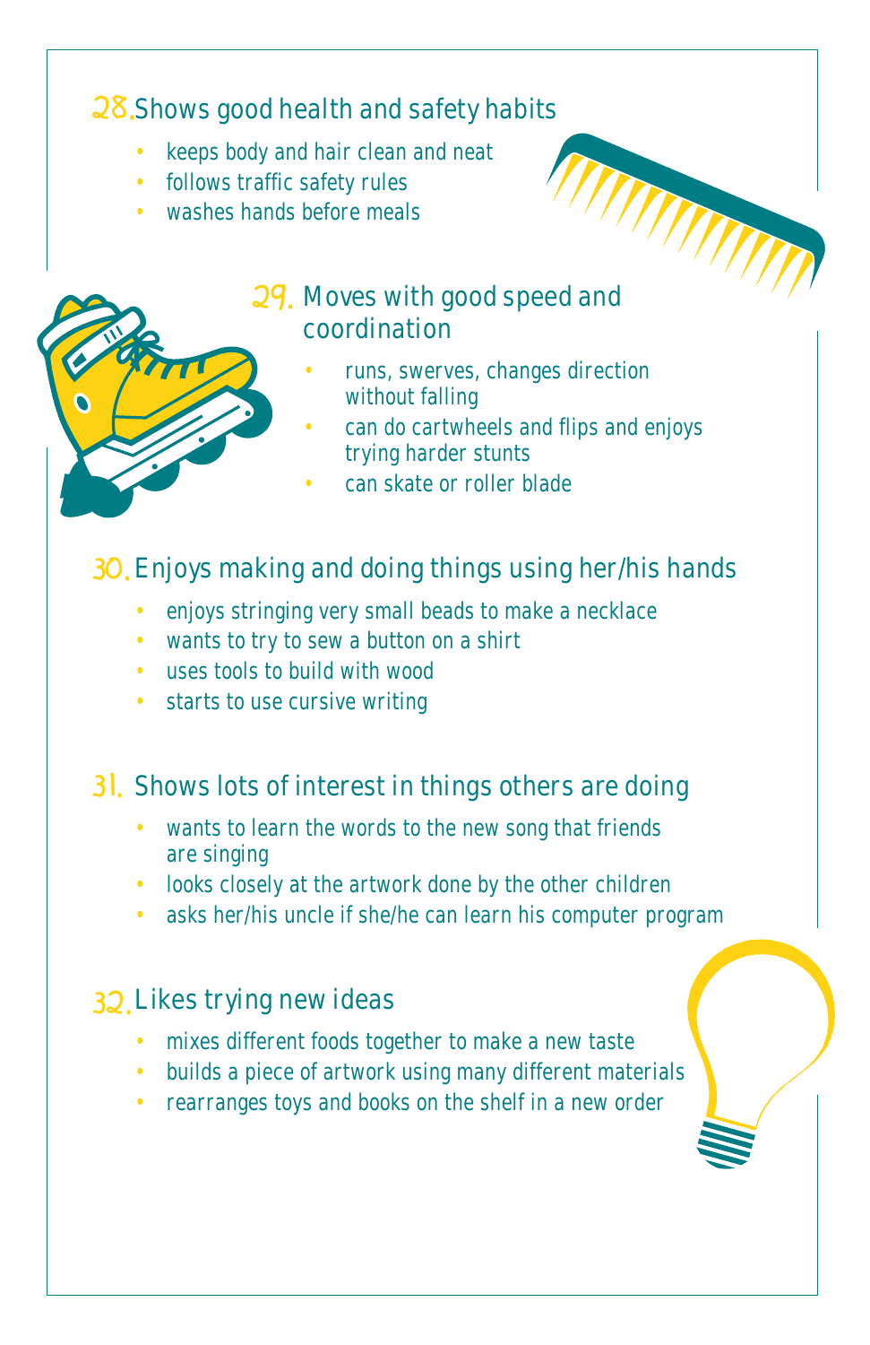## 28. Shows good health and safety habits

- keeps body and hair clean and neat
- follows traffic safety rules
- washes hands before meals

## 29. Moves with good speed and coordination

- runs, swerves, changes direction without falling
- can do cartwheels and flips and enjoys trying harder stunts
- can skate or roller blade

## 30. Enjoys making and doing things using her/his hands

- enjoys stringing very small beads to make a necklace
- wants to try to sew a button on a shirt
- uses tools to build with wood
- starts to use cursive writing

## 31. Shows lots of interest in things others are doing

- wants to learn the words to the new song that friends are singing
- looks closely at the artwork done by the other children
- asks her/his uncle if she/he can learn his computer program

## 32. Likes trying new ideas

- mixes different foods together to make a new taste
- builds a piece of artwork using many different materials
- rearranges toys and books on the shelf in a new order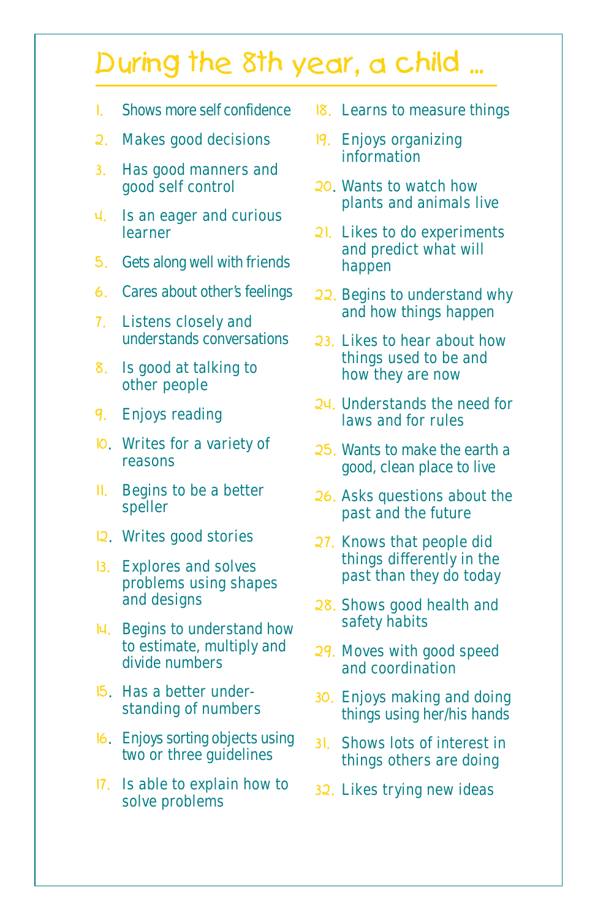# During the 8th year, a child ...

1. Shows more self confidence
2. Makes good decisions
3. Has good manners and good self control
4. Is an eager and curious learner
5. Gets along well with friends
6. Cares about other's feelings
7. Listens closely and understands conversations
8. Is good at talking to other people
9. Enjoys reading
10. Writes for a variety of reasons
11. Begins to be a better speller
12. Writes good stories
13. Explores and solves problems using shapes and designs
14. Begins to understand how to estimate, multiply and divide numbers
15. Has a better understanding of numbers
16. Enjoys sorting objects using two or three guidelines
17. Is able to explain how to solve problems
18. Learns to measure things
19. Enjoys organizing information
20. Wants to watch how plants and animals live
21. Likes to do experiments and predict what will happen
22. Begins to understand why and how things happen
23. Likes to hear about how things used to be and how they are now
24. Understands the need for laws and for rules
25. Wants to make the earth a good, clean place to live
26. Asks questions about the past and the future
27. Knows that people did things differently in the past than they do today
28. Shows good health and safety habits
29. Moves with good speed and coordination
30. Enjoys making and doing things using her/his hands
31. Shows lots of interest in things others are doing
32. Likes trying new ideas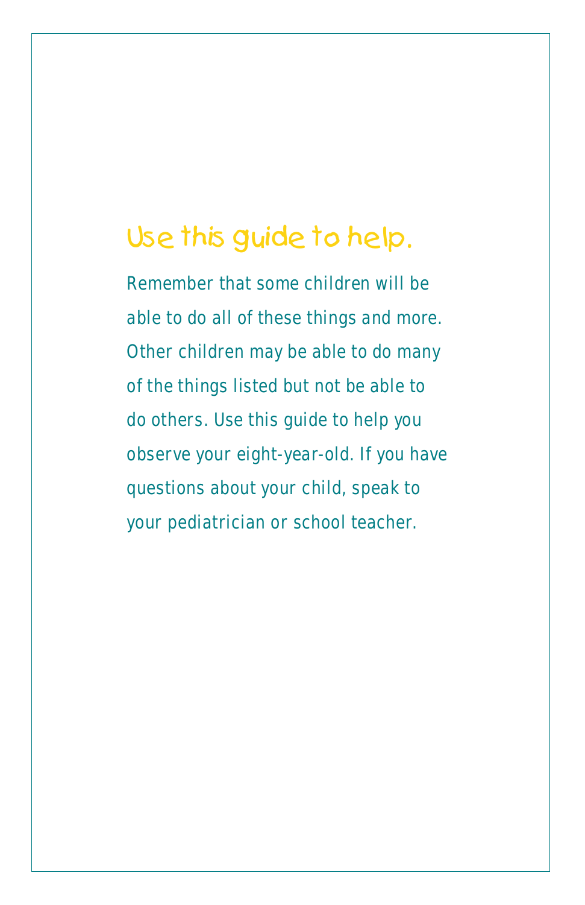## Use this guide to help.

Remember that some children will be able to do all of these things and more. Other children may be able to do many of the things listed but not be able to do others. Use this guide to help you observe your eight-year-old. If you have questions about your child, speak to your pediatrician or school teacher.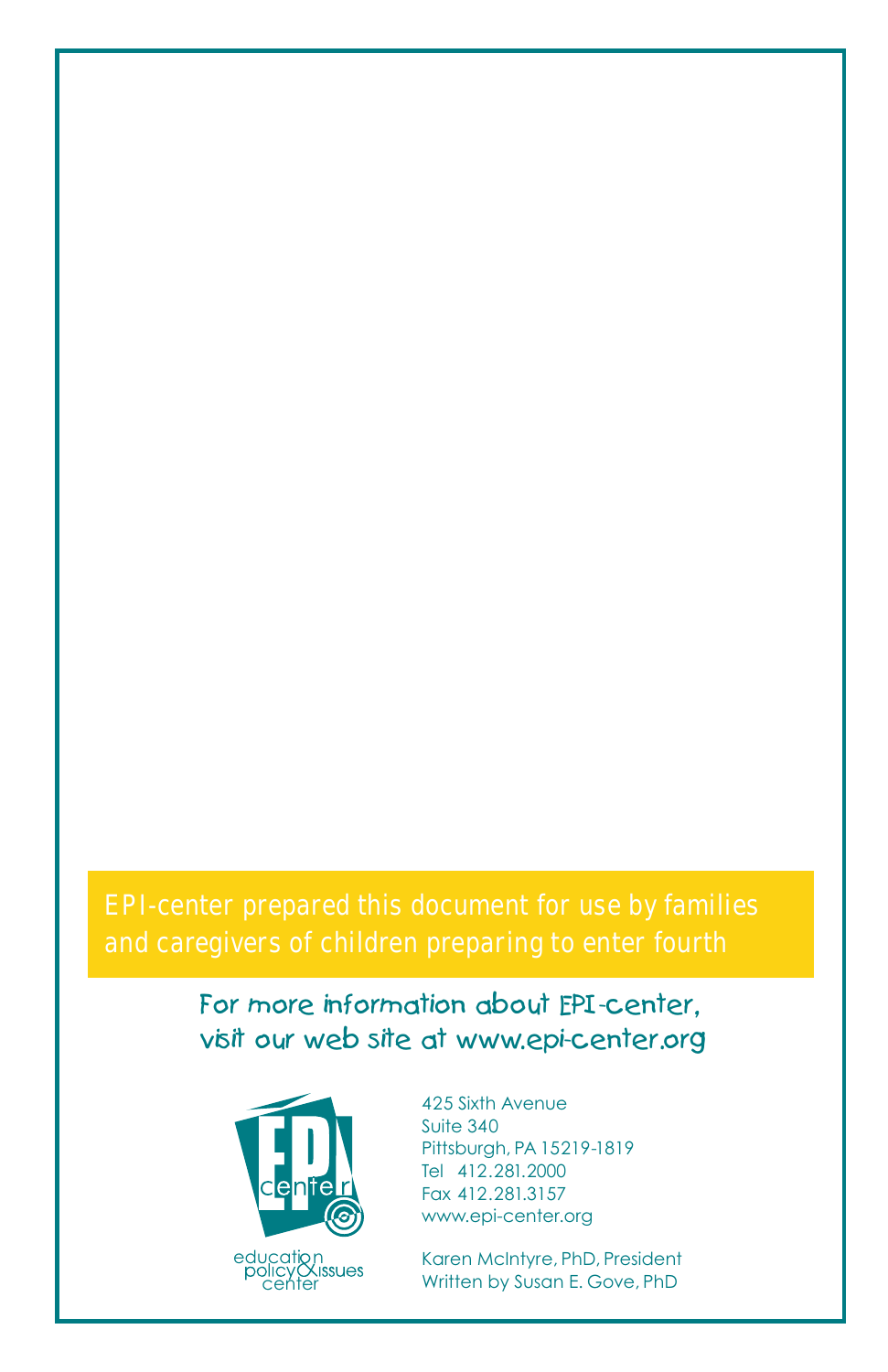EPI-center prepared this document for use by families and caregivers of children preparing to enter fourth

For more information about EPI-center, visit our web site at www.epi-center.org

EPI center

education policy & issues center

425 Sixth Avenue
Suite 340
Pittsburgh, PA 15219-1819
Tel 412.281.2000
Fax 412.281.3157
www.epi-center.org

Karen McIntyre, PhD, President
Written by Susan E. Gove, PhD